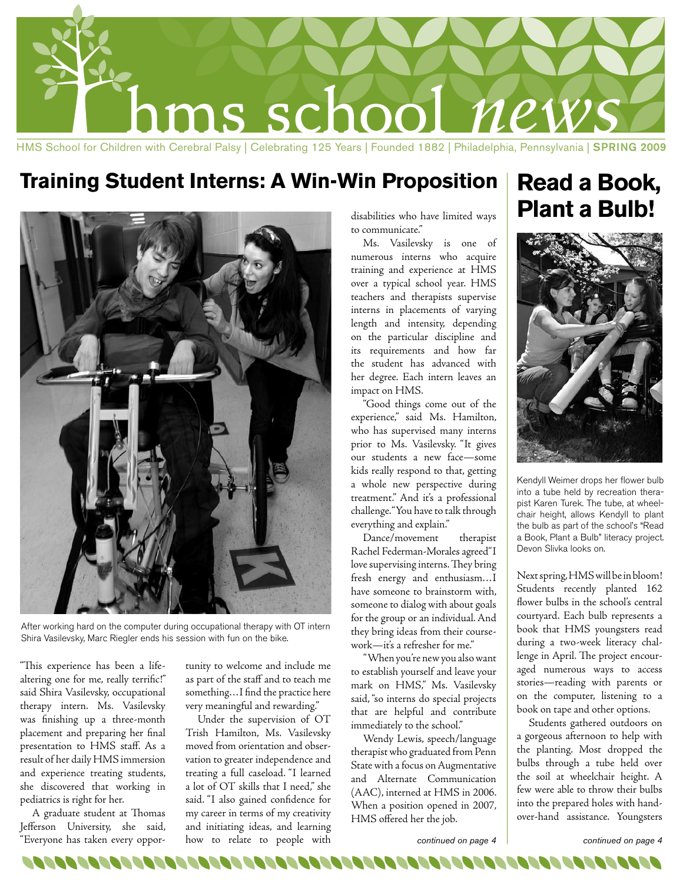# hms school *news*

HMS School for Children with Cerebral Palsy | Celebrating 125 Years | Founded 1882 | Philadelphia, Pennsylvania | **SPRING 2009**

## Training Student Interns: A Win-Win Proposition

After working hard on the computer during occupational therapy with OT intern Shira Vasilevsky, Marc Riegler ends his session with fun on the bike.

"This experience has been a life-altering one for me, really terrific!" said Shira Vasilevsky, occupational therapy intern. Ms. Vasilevsky was finishing up a three-month placement and preparing her final presentation to HMS staff. As a result of her daily HMS immersion and experience treating students, she discovered that working in pediatrics is right for her.

A graduate student at Thomas Jefferson University, she said, "Everyone has taken every opportunity to welcome and include me as part of the staff and to teach me something…I find the practice here very meaningful and rewarding."

Under the supervision of OT Trish Hamilton, Ms. Vasilevsky moved from orientation and observation to greater independence and treating a full caseload. "I learned a lot of OT skills that I need," she said. "I also gained confidence for my career in terms of my creativity and initiating ideas, and learning how to relate to people with disabilities who have limited ways to communicate."

Ms. Vasilevsky is one of numerous interns who acquire training and experience at HMS over a typical school year. HMS teachers and therapists supervise interns in placements of varying length and intensity, depending on the particular discipline and its requirements and how far the student has advanced with her degree. Each intern leaves an impact on HMS.

"Good things come out of the experience," said Ms. Hamilton, who has supervised many interns prior to Ms. Vasilevsky. "It gives our students a new face—some kids really respond to that, getting a whole new perspective during treatment." And it's a professional challenge. "You have to talk through everything and explain."

Dance/movement therapist Rachel Federman-Morales agreed "I love supervising interns. They bring fresh energy and enthusiasm…I have someone to brainstorm with, someone to dialog with about goals for the group or an individual. And they bring ideas from their coursework—it's a refresher for me."

"When you're new you also want to establish yourself and leave your mark on HMS," Ms. Vasilevsky said, "so interns do special projects that are helpful and contribute immediately to the school."

Wendy Lewis, speech/language therapist who graduated from Penn State with a focus on Augmentative and Alternate Communication (AAC), interned at HMS in 2006. When a position opened in 2007, HMS offered her the job.

*continued on page 4*

## Read a Book, Plant a Bulb!

Kendyll Weimer drops her flower bulb into a tube held by recreation therapist Karen Turek. The tube, at wheelchair height, allows Kendyll to plant the bulb as part of the school's "Read a Book, Plant a Bulb" literacy project. Devon Slivka looks on.

Next spring, HMS will be in bloom! Students recently planted 162 flower bulbs in the school's central courtyard. Each bulb represents a book that HMS youngsters read during a two-week literacy challenge in April. The project encouraged numerous ways to access stories—reading with parents or on the computer, listening to a book on tape and other options.

Students gathered outdoors on a gorgeous afternoon to help with the planting. Most dropped the bulbs through a tube held over the soil at wheelchair height. A few were able to throw their bulbs into the prepared holes with hand-over-hand assistance. Youngsters

*continued on page 4*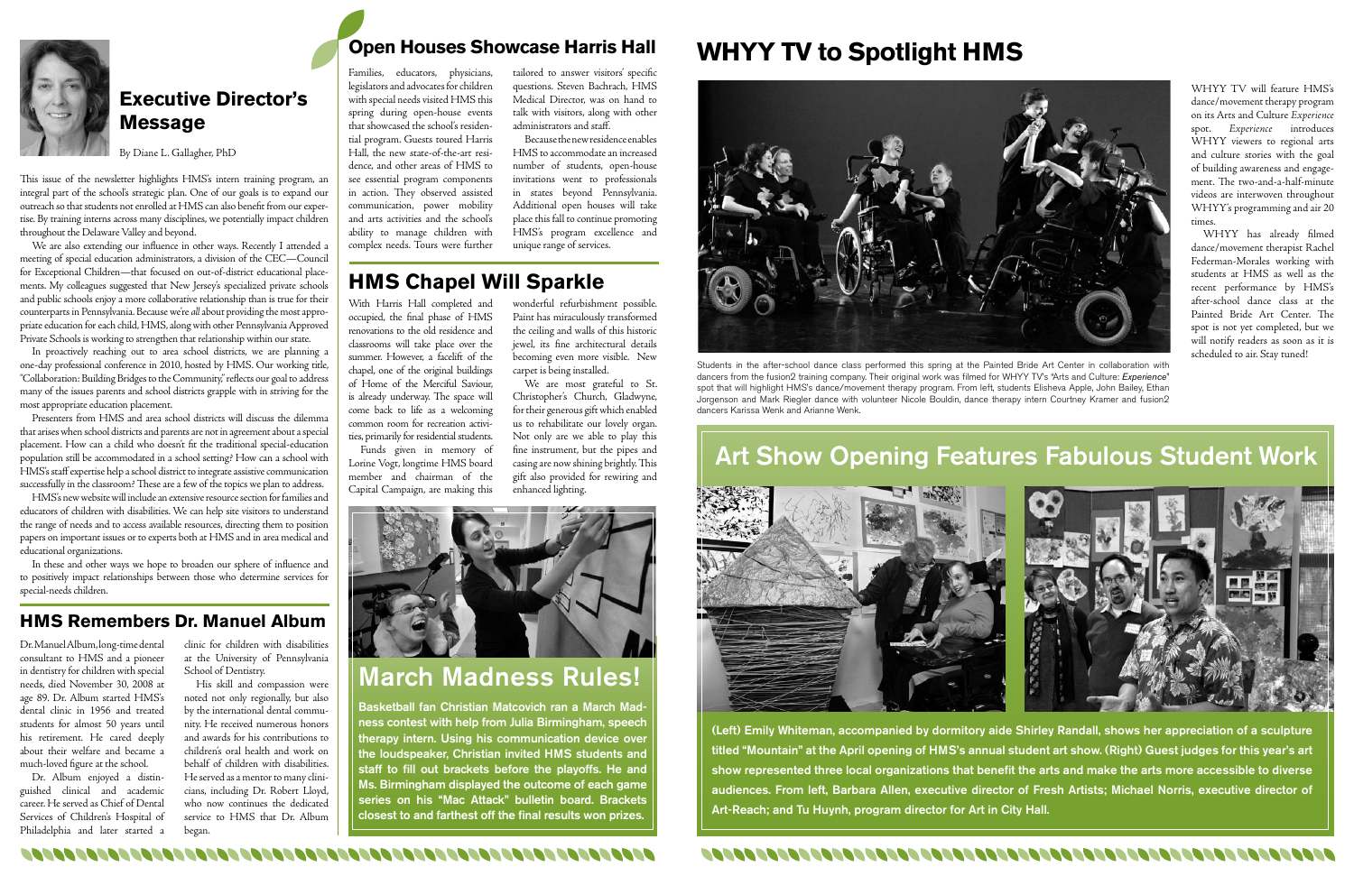## Executive Director's Message

By Diane L. Gallagher, PhD

This issue of the newsletter highlights HMS's intern training program, an integral part of the school's strategic plan. One of our goals is to expand our outreach so that students not enrolled at HMS can also benefit from our expertise. By training interns across many disciplines, we potentially impact children throughout the Delaware Valley and beyond.

We are also extending our influence in other ways. Recently I attended a meeting of special education administrators, a division of the CEC—Council for Exceptional Children—that focused on out-of-district educational placements. My colleagues suggested that New Jersey's specialized private schools and public schools enjoy a more collaborative relationship than is true for their counterparts in Pennsylvania. Because we're *all* about providing the most appropriate education for each child, HMS, along with other Pennsylvania Approved Private Schools is working to strengthen that relationship within our state.

In proactively reaching out to area school districts, we are planning a one-day professional conference in 2010, hosted by HMS. Our working title, "Collaboration: Building Bridges to the Community," reflects our goal to address many of the issues parents and school districts grapple with in striving for the most appropriate education placement.

Presenters from HMS and area school districts will discuss the dilemma that arises when school districts and parents are not in agreement about a special placement. How can a child who doesn't fit the traditional special-education population still be accommodated in a school setting? How can a school with HMS's staff expertise help a school district to integrate assistive communication successfully in the classroom? These are a few of the topics we plan to address.

HMS's new website will include an extensive resource section for families and educators of children with disabilities. We can help site visitors to understand the range of needs and to access available resources, directing them to position papers on important issues or to experts both at HMS and in area medical and educational organizations.

In these and other ways we hope to broaden our sphere of influence and to positively impact relationships between those who determine services for special-needs children.

## HMS Remembers Dr. Manuel Album

Dr. Manuel Album, long-time dental consultant to HMS and a pioneer in dentistry for children with special needs, died November 30, 2008 at age 89. Dr. Album started HMS's dental clinic in 1956 and treated students for almost 50 years until his retirement. He cared deeply about their welfare and became a much-loved figure at the school.

Dr. Album enjoyed a distinguished clinical and academic career. He served as Chief of Dental Services of Children's Hospital of Philadelphia and later started a clinic for children with disabilities at the University of Pennsylvania School of Dentistry.

His skill and compassion were noted not only regionally, but also by the international dental community. He received numerous honors and awards for his contributions to children's oral health and work on behalf of children with disabilities. He served as a mentor to many clinicians, including Dr. Robert Lloyd, who now continues the dedicated service to HMS that Dr. Album began.

## Open Houses Showcase Harris Hall

Families, educators, physicians, legislators and advocates for children with special needs visited HMS this spring during open-house events that showcased the school's residential program. Guests toured Harris Hall, the new state-of-the-art residence, and other areas of HMS to see essential program components in action. They observed assisted communication, power mobility and arts activities and the school's ability to manage children with complex needs. Tours were further tailored to answer visitors' specific questions. Steven Bachrach, HMS Medical Director, was on hand to talk with visitors, along with other administrators and staff.

Because the new residence enables HMS to accommodate an increased number of students, open-house invitations went to professionals in states beyond Pennsylvania. Additional open houses will take place this fall to continue promoting HMS's program excellence and unique range of services.

## HMS Chapel Will Sparkle

With Harris Hall completed and occupied, the final phase of HMS renovations to the old residence and classrooms will take place over the summer. However, a facelift of the chapel, one of the original buildings of Home of the Merciful Saviour, is already underway. The space will come back to life as a welcoming common room for recreation activities, primarily for residential students.

Funds given in memory of Lorine Vogt, longtime HMS board member and chairman of the Capital Campaign, are making this wonderful refurbishment possible. Paint has miraculously transformed the ceiling and walls of this historic jewel, its fine architectural details becoming even more visible. New carpet is being installed.

We are most grateful to St. Christopher's Church, Gladwyne, for their generous gift which enabled us to rehabilitate our lovely organ. Not only are we able to play this fine instrument, but the pipes and casing are now shining brightly. This gift also provided for rewiring and enhanced lighting.

## March Madness Rules!

**Basketball fan Christian Matcovich ran a March Madness contest with help from Julia Birmingham, speech therapy intern. Using his communication device over the loudspeaker, Christian invited HMS students and staff to fill out brackets before the playoffs. He and Ms. Birmingham displayed the outcome of each game series on his "Mac Attack" bulletin board. Brackets closest to and farthest off the final results won prizes.**

# WHYY TV to Spotlight HMS

Students in the after-school dance class performed this spring at the Painted Bride Art Center in collaboration with dancers from the fusion2 training company. Their original work was filmed for WHYY TV's "Arts and Culture: *Experience*" spot that will highlight HMS's dance/movement therapy program. From left, students Elisheva Apple, John Bailey, Ethan Jorgenson and Mark Riegler dance with volunteer Nicole Bouldin, dance therapy intern Courtney Kramer and fusion2 dancers Karissa Wenk and Arianne Wenk.

WHYY TV will feature HMS's dance/movement therapy program on its Arts and Culture *Experience* spot. *Experience* introduces WHYY viewers to regional arts and culture stories with the goal of building awareness and engagement. The two-and-a-half-minute videos are interwoven throughout WHYY's programming and air 20 times.

WHYY has already filmed dance/movement therapist Rachel Federman-Morales working with students at HMS as well as the recent performance by HMS's after-school dance class at the Painted Bride Art Center. The spot is not yet completed, but we will notify readers as soon as it is scheduled to air. Stay tuned!

## Art Show Opening Features Fabulous Student Work

**(Left) Emily Whiteman, accompanied by dormitory aide Shirley Randall, shows her appreciation of a sculpture titled "Mountain" at the April opening of HMS's annual student art show. (Right) Guest judges for this year's art show represented three local organizations that benefit the arts and make the arts more accessible to diverse audiences. From left, Barbara Allen, executive director of Fresh Artists; Michael Norris, executive director of Art-Reach; and Tu Huynh, program director for Art in City Hall.**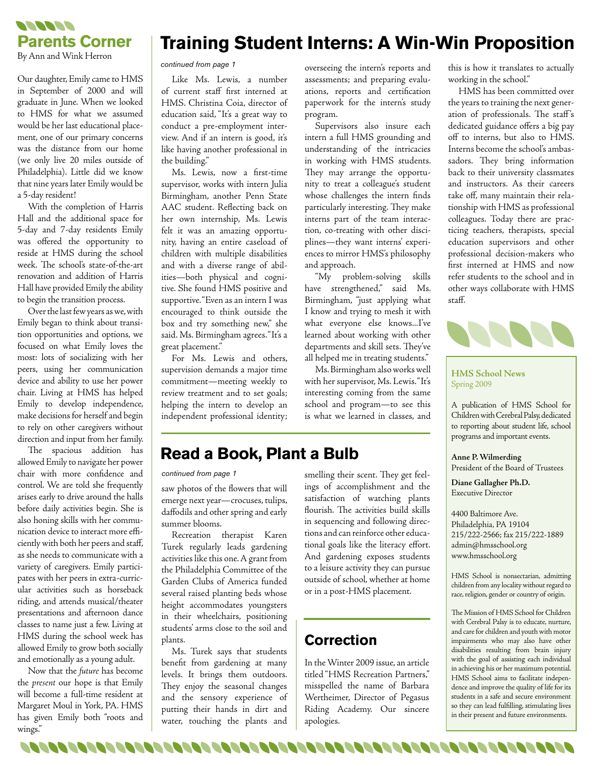## Parents Corner

By Ann and Wink Herron

Our daughter, Emily came to HMS in September of 2000 and will graduate in June. When we looked to HMS for what we assumed would be her last educational placement, one of our primary concerns was the distance from our home (we only live 20 miles outside of Philadelphia). Little did we know that nine years later Emily would be a 5-day resident!

With the completion of Harris Hall and the additional space for 5-day and 7-day residents Emily was offered the opportunity to reside at HMS during the school week. The school's state-of-the-art renovation and addition of Harris Hall have provided Emily the ability to begin the transition process.

Over the last few years as we, with Emily began to think about transition opportunities and options, we focused on what Emily loves the most: lots of socializing with her peers, using her communication device and ability to use her power chair. Living at HMS has helped Emily to develop independence, make decisions for herself and begin to rely on other caregivers without direction and input from her family.

The spacious addition has allowed Emily to navigate her power chair with more confidence and control. We are told she frequently arises early to drive around the halls before daily activities begin. She is also honing skills with her communication device to interact more efficiently with both her peers and staff, as she needs to communicate with a variety of caregivers. Emily participates with her peers in extra-curricular activities such as horseback riding, and attends musical/theater presentations and afternoon dance classes to name just a few. Living at HMS during the school week has allowed Emily to grow both socially and emotionally as a young adult.

Now that the *future* has become the *present* our hope is that Emily will become a full-time resident at Margaret Moul in York, PA. HMS has given Emily both "roots and wings."

# Training Student Interns: A Win-Win Proposition

*continued from page 1*

Like Ms. Lewis, a number of current staff first interned at HMS. Christina Coia, director of education said, "It's a great way to conduct a pre-employment interview. And if an intern is good, it's like having another professional in the building."

Ms. Lewis, now a first-time supervisor, works with intern Julia Birmingham, another Penn State AAC student. Reflecting back on her own internship, Ms. Lewis felt it was an amazing opportunity, having an entire caseload of children with multiple disabilities and with a diverse range of abilities—both physical and cognitive. She found HMS positive and supportive. "Even as an intern I was encouraged to think outside the box and try something new," she said. Ms. Birmingham agrees. "It's a great placement."

For Ms. Lewis and others, supervision demands a major time commitment—meeting weekly to review treatment and to set goals; helping the intern to develop an independent professional identity; overseeing the intern's reports and assessments; and preparing evaluations, reports and certification paperwork for the intern's study program.

Supervisors also insure each intern a full HMS grounding and understanding of the intricacies in working with HMS students. They may arrange the opportunity to treat a colleague's student whose challenges the intern finds particularly interesting. They make interns part of the team interaction, co-treating with other disciplines—they want interns' experiences to mirror HMS's philosophy and approach.

"My problem-solving skills have strengthened," said Ms. Birmingham, "just applying what I know and trying to mesh it with what everyone else knows...I've learned about working with other departments and skill sets. They've all helped me in treating students."

Ms. Birmingham also works well with her supervisor, Ms. Lewis. "It's interesting coming from the same school and program—to see this is what we learned in classes, and this is how it translates to actually working in the school."

HMS has been committed over the years to training the next generation of professionals. The staff's dedicated guidance offers a big pay off to interns, but also to HMS. Interns become the school's ambassadors. They bring information back to their university classmates and instructors. As their careers take off, many maintain their relationship with HMS as professional colleagues. Today there are practicing teachers, therapists, special education supervisors and other professional decision-makers who first interned at HMS and now refer students to the school and in other ways collaborate with HMS staff.

# Read a Book, Plant a Bulb

*continued from page 1*

saw photos of the flowers that will emerge next year—crocuses, tulips, daffodils and other spring and early summer blooms.

Recreation therapist Karen Turek regularly leads gardening activities like this one. A grant from the Philadelphia Committee of the Garden Clubs of America funded several raised planting beds whose height accommodates youngsters in their wheelchairs, positioning students' arms close to the soil and plants.

Ms. Turek says that students benefit from gardening at many levels. It brings them outdoors. They enjoy the seasonal changes and the sensory experience of putting their hands in dirt and water, touching the plants and smelling their scent. They get feelings of accomplishment and the satisfaction of watching plants flourish. The activities build skills in sequencing and following directions and can reinforce other educational goals like the literacy effort. And gardening exposes students to a leisure activity they can pursue outside of school, whether at home or in a post-HMS placement.

## Correction

In the Winter 2009 issue, an article titled "HMS Recreation Partners," misspelled the name of Barbara Wertheimer, Director of Pegasus Riding Academy. Our sincere apologies.

**HMS School News**
Spring 2009

A publication of HMS School for Children with Cerebral Palsy, dedicated to reporting about student life, school programs and important events.

**Anne P. Wilmerding**
President of the Board of Trustees

**Diane Gallagher Ph.D.**
Executive Director

4400 Baltimore Ave.
Philadelphia, PA 19104
215/222-2566; fax 215/222-1889
admin@hmsschool.org
www.hmsschool.org

HMS School is nonsectarian, admitting children from any locality without regard to race, religion, gender or country of origin.

The Mission of HMS School for Children with Cerebral Palsy is to educate, nurture, and care for children and youth with motor impairments who may also have other disabilities resulting from brain injury with the goal of assisting each individual in achieving his or her maximum potential. HMS School aims to facilitate independence and improve the quality of life for its students in a safe and secure environment so they can lead fulfilling, stimulating lives in their present and future environments.